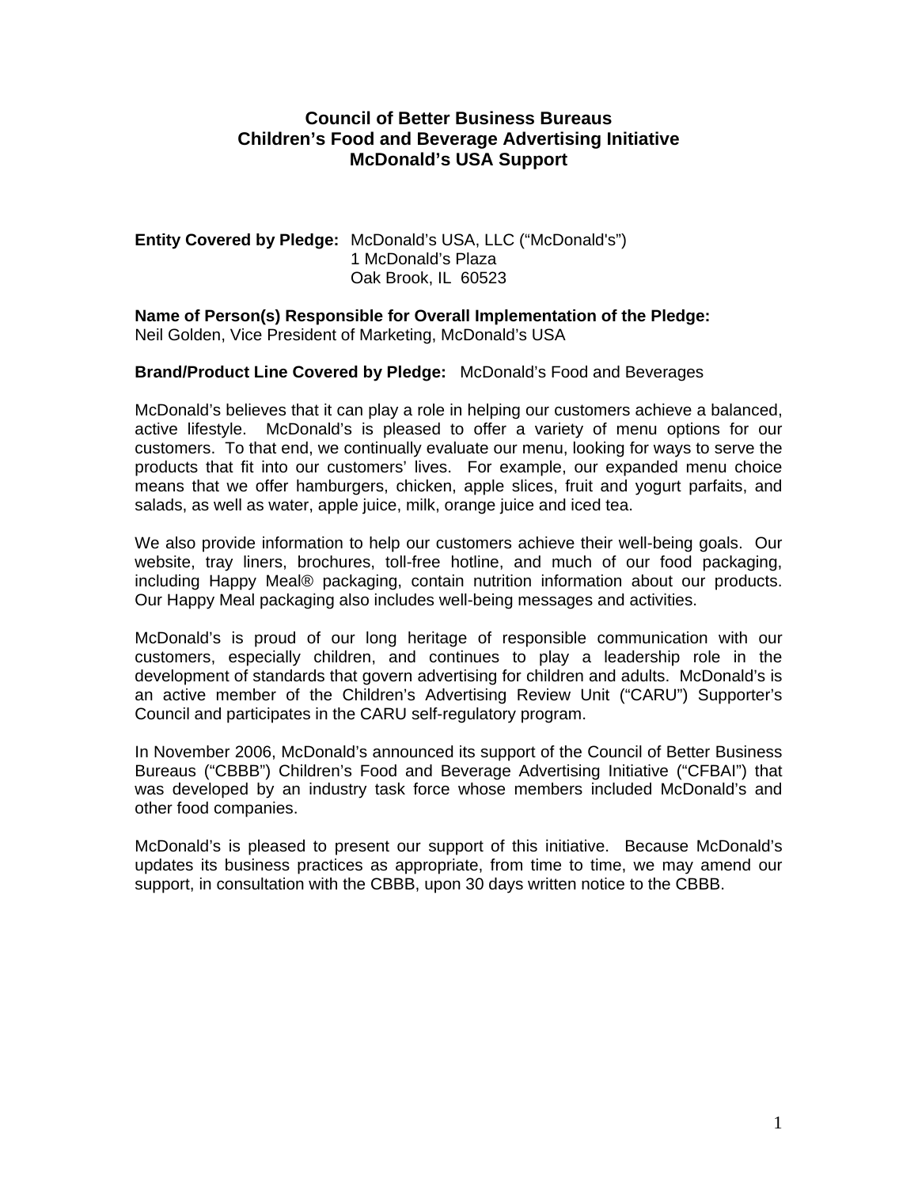# Council of Better Business Bureaus
# Children's Food and Beverage Advertising Initiative
# McDonald's USA Support

**Entity Covered by Pledge:** McDonald's USA, LLC ("McDonald's")
1 McDonald's Plaza
Oak Brook, IL 60523

**Name of Person(s) Responsible for Overall Implementation of the Pledge:**
Neil Golden, Vice President of Marketing, McDonald's USA

**Brand/Product Line Covered by Pledge:** McDonald's Food and Beverages

McDonald's believes that it can play a role in helping our customers achieve a balanced, active lifestyle. McDonald's is pleased to offer a variety of menu options for our customers. To that end, we continually evaluate our menu, looking for ways to serve the products that fit into our customers' lives. For example, our expanded menu choice means that we offer hamburgers, chicken, apple slices, fruit and yogurt parfaits, and salads, as well as water, apple juice, milk, orange juice and iced tea.

We also provide information to help our customers achieve their well-being goals. Our website, tray liners, brochures, toll-free hotline, and much of our food packaging, including Happy Meal® packaging, contain nutrition information about our products. Our Happy Meal packaging also includes well-being messages and activities.

McDonald's is proud of our long heritage of responsible communication with our customers, especially children, and continues to play a leadership role in the development of standards that govern advertising for children and adults. McDonald's is an active member of the Children's Advertising Review Unit ("CARU") Supporter's Council and participates in the CARU self-regulatory program.

In November 2006, McDonald's announced its support of the Council of Better Business Bureaus ("CBBB") Children's Food and Beverage Advertising Initiative ("CFBAI") that was developed by an industry task force whose members included McDonald's and other food companies.

McDonald's is pleased to present our support of this initiative. Because McDonald's updates its business practices as appropriate, from time to time, we may amend our support, in consultation with the CBBB, upon 30 days written notice to the CBBB.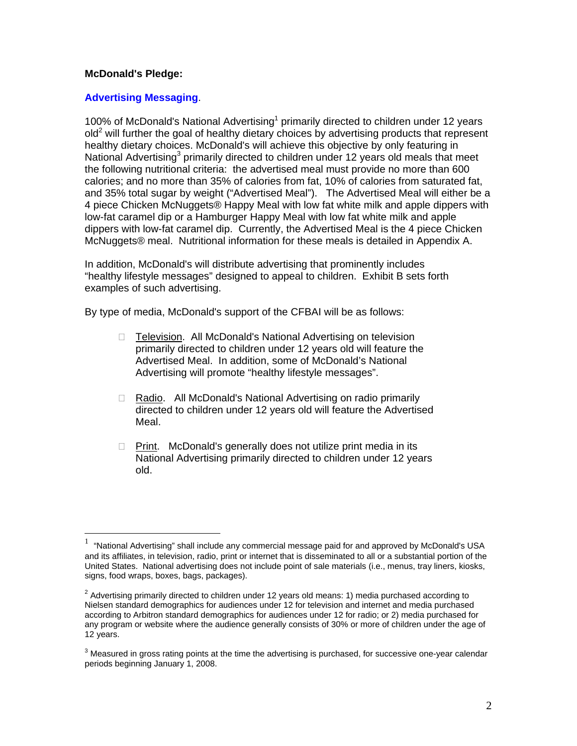**McDonald's Pledge:**

**Advertising Messaging**.

100% of McDonald's National Advertising[1] primarily directed to children under 12 years old[2] will further the goal of healthy dietary choices by advertising products that represent healthy dietary choices. McDonald's will achieve this objective by only featuring in National Advertising[3] primarily directed to children under 12 years old meals that meet the following nutritional criteria: the advertised meal must provide no more than 600 calories; and no more than 35% of calories from fat, 10% of calories from saturated fat, and 35% total sugar by weight ("Advertised Meal"). The Advertised Meal will either be a 4 piece Chicken McNuggets® Happy Meal with low fat white milk and apple dippers with low-fat caramel dip or a Hamburger Happy Meal with low fat white milk and apple dippers with low-fat caramel dip. Currently, the Advertised Meal is the 4 piece Chicken McNuggets® meal. Nutritional information for these meals is detailed in Appendix A.

In addition, McDonald's will distribute advertising that prominently includes "healthy lifestyle messages" designed to appeal to children. Exhibit B sets forth examples of such advertising.

By type of media, McDonald's support of the CFBAI will be as follows:

- Television. All McDonald's National Advertising on television primarily directed to children under 12 years old will feature the Advertised Meal. In addition, some of McDonald's National Advertising will promote "healthy lifestyle messages".

- Radio. All McDonald's National Advertising on radio primarily directed to children under 12 years old will feature the Advertised Meal.

- Print. McDonald's generally does not utilize print media in its National Advertising primarily directed to children under 12 years old.

---

[1] "National Advertising" shall include any commercial message paid for and approved by McDonald's USA and its affiliates, in television, radio, print or internet that is disseminated to all or a substantial portion of the United States. National advertising does not include point of sale materials (i.e., menus, tray liners, kiosks, signs, food wraps, boxes, bags, packages).

[2] Advertising primarily directed to children under 12 years old means: 1) media purchased according to Nielsen standard demographics for audiences under 12 for television and internet and media purchased according to Arbitron standard demographics for audiences under 12 for radio; or 2) media purchased for any program or website where the audience generally consists of 30% or more of children under the age of 12 years.

[3] Measured in gross rating points at the time the advertising is purchased, for successive one-year calendar periods beginning January 1, 2008.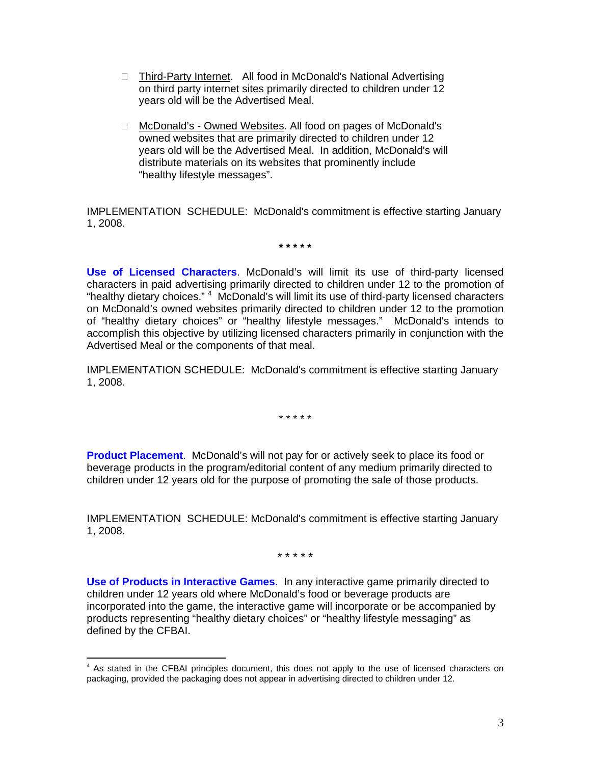- Third-Party Internet. All food in McDonald's National Advertising on third party internet sites primarily directed to children under 12 years old will be the Advertised Meal.

- McDonald's - Owned Websites. All food on pages of McDonald's owned websites that are primarily directed to children under 12 years old will be the Advertised Meal. In addition, McDonald's will distribute materials on its websites that prominently include "healthy lifestyle messages".

IMPLEMENTATION SCHEDULE: McDonald's commitment is effective starting January 1, 2008.

\* \* \* \* \*

**Use of Licensed Characters**. McDonald's will limit its use of third-party licensed characters in paid advertising primarily directed to children under 12 to the promotion of "healthy dietary choices." [4] McDonald's will limit its use of third-party licensed characters on McDonald's owned websites primarily directed to children under 12 to the promotion of "healthy dietary choices" or "healthy lifestyle messages." McDonald's intends to accomplish this objective by utilizing licensed characters primarily in conjunction with the Advertised Meal or the components of that meal.

IMPLEMENTATION SCHEDULE: McDonald's commitment is effective starting January 1, 2008.

\* \* \* \* \*

**Product Placement**. McDonald's will not pay for or actively seek to place its food or beverage products in the program/editorial content of any medium primarily directed to children under 12 years old for the purpose of promoting the sale of those products.

IMPLEMENTATION SCHEDULE: McDonald's commitment is effective starting January 1, 2008.

\* \* \* \* \*

**Use of Products in Interactive Games**. In any interactive game primarily directed to children under 12 years old where McDonald's food or beverage products are incorporated into the game, the interactive game will incorporate or be accompanied by products representing "healthy dietary choices" or "healthy lifestyle messaging" as defined by the CFBAI.

---

[4] As stated in the CFBAI principles document, this does not apply to the use of licensed characters on packaging, provided the packaging does not appear in advertising directed to children under 12.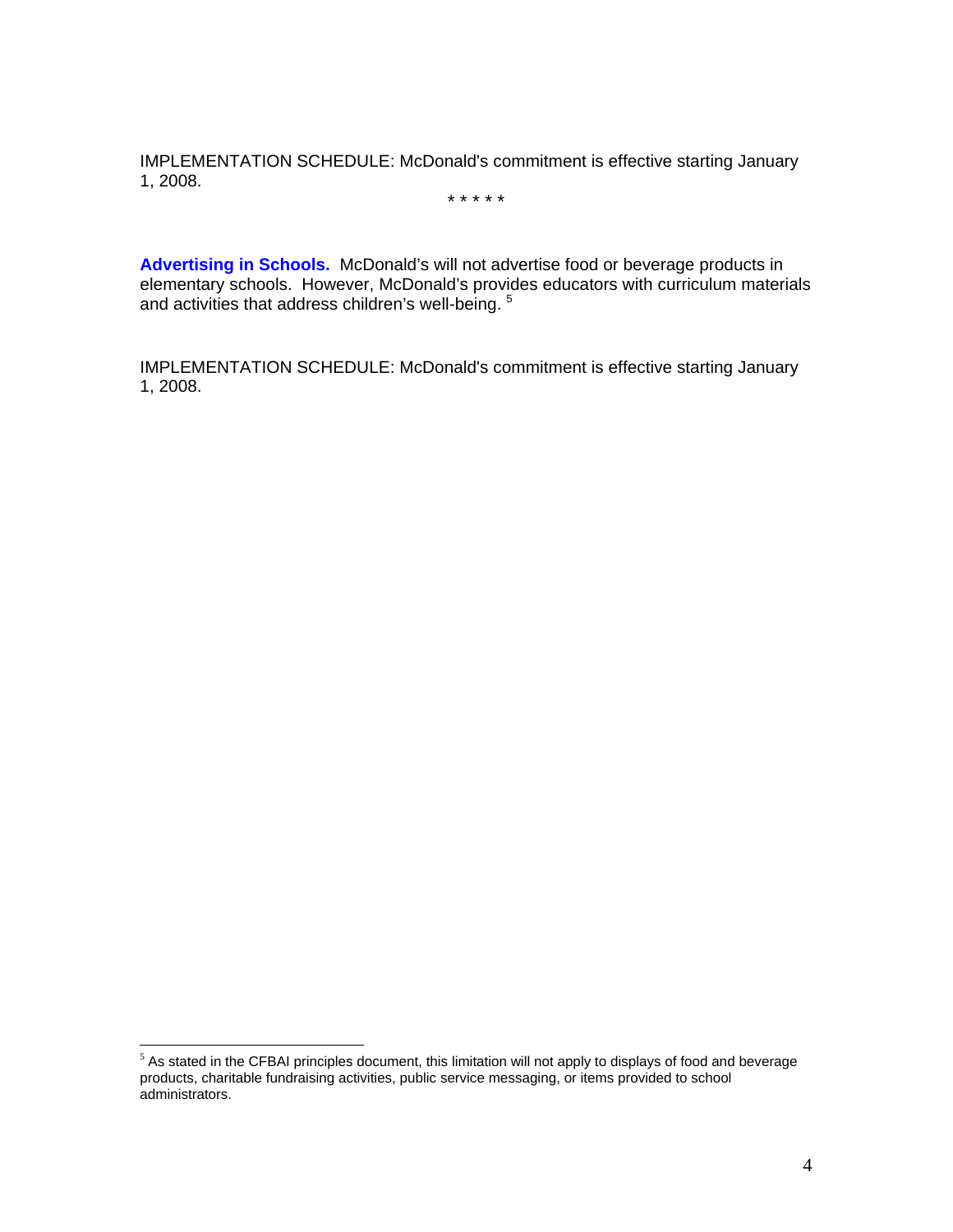IMPLEMENTATION SCHEDULE: McDonald's commitment is effective starting January 1, 2008.

* * * * *

**Advertising in Schools.** McDonald's will not advertise food or beverage products in elementary schools. However, McDonald's provides educators with curriculum materials and activities that address children's well-being. [5]

IMPLEMENTATION SCHEDULE: McDonald's commitment is effective starting January 1, 2008.

---

[5] As stated in the CFBAI principles document, this limitation will not apply to displays of food and beverage products, charitable fundraising activities, public service messaging, or items provided to school administrators.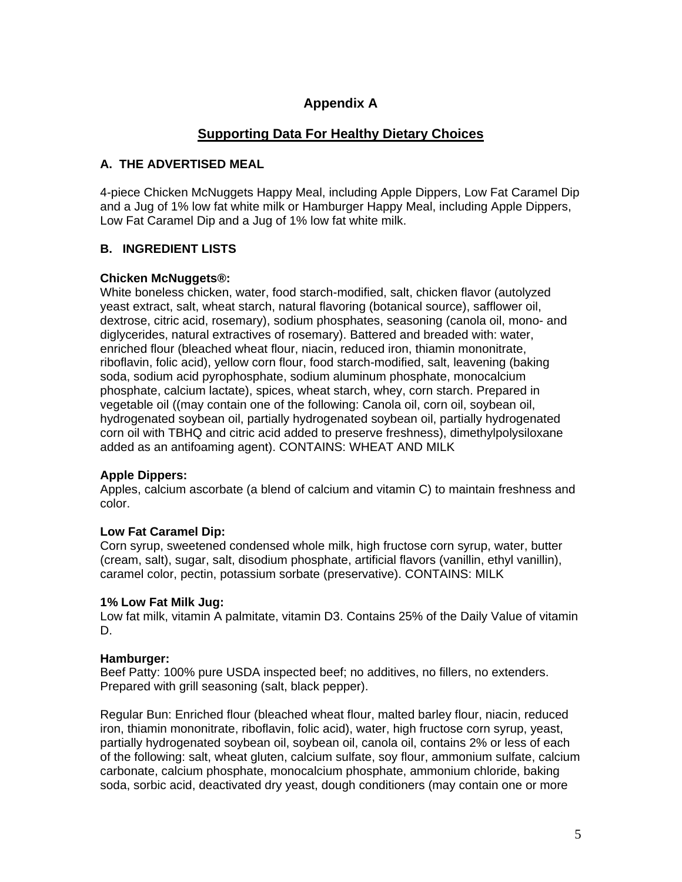# Appendix A

## Supporting Data For Healthy Dietary Choices

### A. THE ADVERTISED MEAL

4-piece Chicken McNuggets Happy Meal, including Apple Dippers, Low Fat Caramel Dip and a Jug of 1% low fat white milk or Hamburger Happy Meal, including Apple Dippers, Low Fat Caramel Dip and a Jug of 1% low fat white milk.

### B. INGREDIENT LISTS

**Chicken McNuggets®:**
White boneless chicken, water, food starch-modified, salt, chicken flavor (autolyzed yeast extract, salt, wheat starch, natural flavoring (botanical source), safflower oil, dextrose, citric acid, rosemary), sodium phosphates, seasoning (canola oil, mono- and diglycerides, natural extractives of rosemary). Battered and breaded with: water, enriched flour (bleached wheat flour, niacin, reduced iron, thiamin mononitrate, riboflavin, folic acid), yellow corn flour, food starch-modified, salt, leavening (baking soda, sodium acid pyrophosphate, sodium aluminum phosphate, monocalcium phosphate, calcium lactate), spices, wheat starch, whey, corn starch. Prepared in vegetable oil ((may contain one of the following: Canola oil, corn oil, soybean oil, hydrogenated soybean oil, partially hydrogenated soybean oil, partially hydrogenated corn oil with TBHQ and citric acid added to preserve freshness), dimethylpolysiloxane added as an antifoaming agent). CONTAINS: WHEAT AND MILK

**Apple Dippers:**
Apples, calcium ascorbate (a blend of calcium and vitamin C) to maintain freshness and color.

**Low Fat Caramel Dip:**
Corn syrup, sweetened condensed whole milk, high fructose corn syrup, water, butter (cream, salt), sugar, salt, disodium phosphate, artificial flavors (vanillin, ethyl vanillin), caramel color, pectin, potassium sorbate (preservative). CONTAINS: MILK

**1% Low Fat Milk Jug:**
Low fat milk, vitamin A palmitate, vitamin D3. Contains 25% of the Daily Value of vitamin D.

**Hamburger:**
Beef Patty: 100% pure USDA inspected beef; no additives, no fillers, no extenders. Prepared with grill seasoning (salt, black pepper).

Regular Bun: Enriched flour (bleached wheat flour, malted barley flour, niacin, reduced iron, thiamin mononitrate, riboflavin, folic acid), water, high fructose corn syrup, yeast, partially hydrogenated soybean oil, soybean oil, canola oil, contains 2% or less of each of the following: salt, wheat gluten, calcium sulfate, soy flour, ammonium sulfate, calcium carbonate, calcium phosphate, monocalcium phosphate, ammonium chloride, baking soda, sorbic acid, deactivated dry yeast, dough conditioners (may contain one or more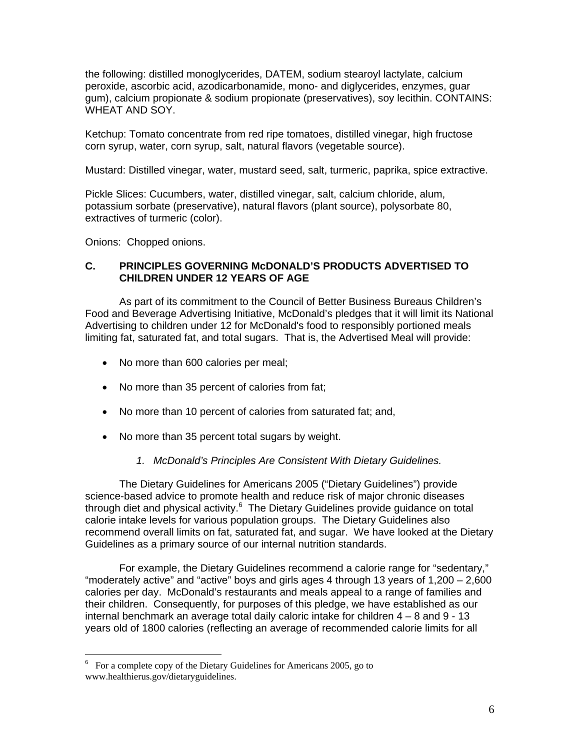the following: distilled monoglycerides, DATEM, sodium stearoyl lactylate, calcium peroxide, ascorbic acid, azodicarbonamide, mono- and diglycerides, enzymes, guar gum), calcium propionate & sodium propionate (preservatives), soy lecithin. CONTAINS: WHEAT AND SOY.

Ketchup: Tomato concentrate from red ripe tomatoes, distilled vinegar, high fructose corn syrup, water, corn syrup, salt, natural flavors (vegetable source).

Mustard: Distilled vinegar, water, mustard seed, salt, turmeric, paprika, spice extractive.

Pickle Slices: Cucumbers, water, distilled vinegar, salt, calcium chloride, alum, potassium sorbate (preservative), natural flavors (plant source), polysorbate 80, extractives of turmeric (color).

Onions: Chopped onions.

## C. PRINCIPLES GOVERNING McDONALD'S PRODUCTS ADVERTISED TO CHILDREN UNDER 12 YEARS OF AGE

As part of its commitment to the Council of Better Business Bureaus Children's Food and Beverage Advertising Initiative, McDonald's pledges that it will limit its National Advertising to children under 12 for McDonald's food to responsibly portioned meals limiting fat, saturated fat, and total sugars. That is, the Advertised Meal will provide:

- No more than 600 calories per meal;
- No more than 35 percent of calories from fat;
- No more than 10 percent of calories from saturated fat; and,
- No more than 35 percent total sugars by weight.

### *1. McDonald's Principles Are Consistent With Dietary Guidelines.*

The Dietary Guidelines for Americans 2005 ("Dietary Guidelines") provide science-based advice to promote health and reduce risk of major chronic diseases through diet and physical activity.[6] The Dietary Guidelines provide guidance on total calorie intake levels for various population groups. The Dietary Guidelines also recommend overall limits on fat, saturated fat, and sugar. We have looked at the Dietary Guidelines as a primary source of our internal nutrition standards.

For example, the Dietary Guidelines recommend a calorie range for "sedentary," "moderately active" and "active" boys and girls ages 4 through 13 years of 1,200 – 2,600 calories per day. McDonald's restaurants and meals appeal to a range of families and their children. Consequently, for purposes of this pledge, we have established as our internal benchmark an average total daily caloric intake for children 4 – 8 and 9 - 13 years old of 1800 calories (reflecting an average of recommended calorie limits for all

[6] For a complete copy of the Dietary Guidelines for Americans 2005, go to www.healthierus.gov/dietaryguidelines.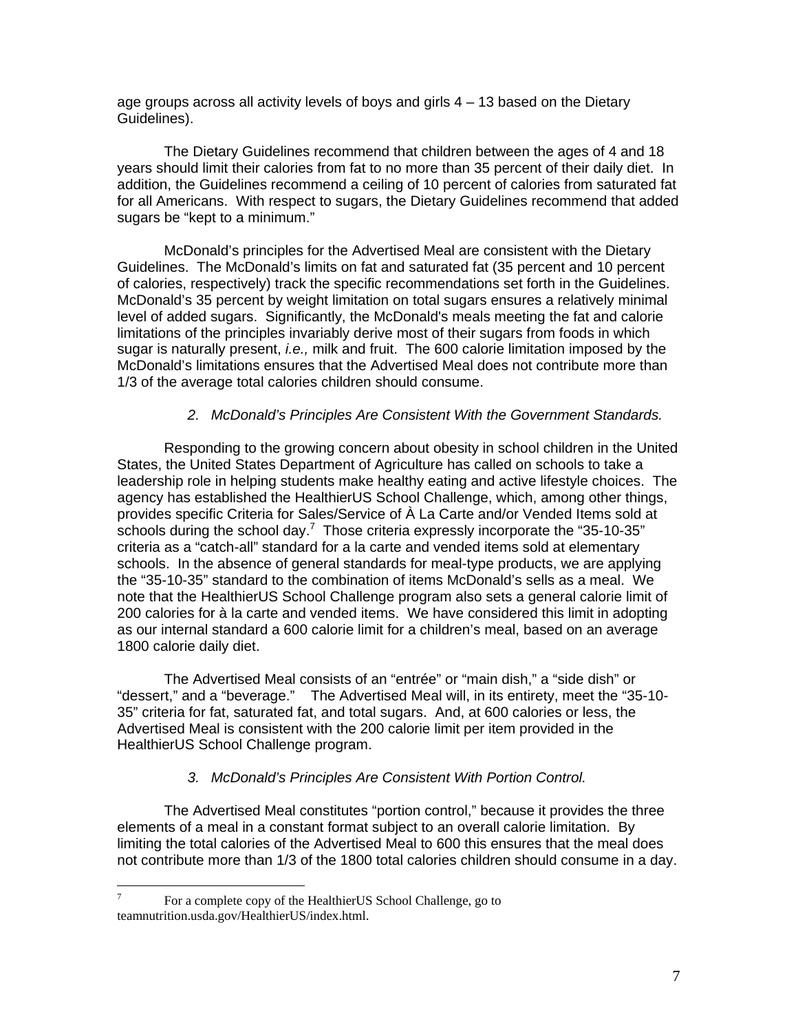age groups across all activity levels of boys and girls 4 – 13 based on the Dietary Guidelines).

The Dietary Guidelines recommend that children between the ages of 4 and 18 years should limit their calories from fat to no more than 35 percent of their daily diet. In addition, the Guidelines recommend a ceiling of 10 percent of calories from saturated fat for all Americans. With respect to sugars, the Dietary Guidelines recommend that added sugars be "kept to a minimum."

McDonald's principles for the Advertised Meal are consistent with the Dietary Guidelines. The McDonald's limits on fat and saturated fat (35 percent and 10 percent of calories, respectively) track the specific recommendations set forth in the Guidelines. McDonald's 35 percent by weight limitation on total sugars ensures a relatively minimal level of added sugars. Significantly, the McDonald's meals meeting the fat and calorie limitations of the principles invariably derive most of their sugars from foods in which sugar is naturally present, *i.e.,* milk and fruit. The 600 calorie limitation imposed by the McDonald's limitations ensures that the Advertised Meal does not contribute more than 1/3 of the average total calories children should consume.

*2. McDonald's Principles Are Consistent With the Government Standards.*

Responding to the growing concern about obesity in school children in the United States, the United States Department of Agriculture has called on schools to take a leadership role in helping students make healthy eating and active lifestyle choices. The agency has established the HealthierUS School Challenge, which, among other things, provides specific Criteria for Sales/Service of À La Carte and/or Vended Items sold at schools during the school day.[7] Those criteria expressly incorporate the "35-10-35" criteria as a "catch-all" standard for a la carte and vended items sold at elementary schools. In the absence of general standards for meal-type products, we are applying the "35-10-35" standard to the combination of items McDonald's sells as a meal. We note that the HealthierUS School Challenge program also sets a general calorie limit of 200 calories for à la carte and vended items. We have considered this limit in adopting as our internal standard a 600 calorie limit for a children's meal, based on an average 1800 calorie daily diet.

The Advertised Meal consists of an "entrée" or "main dish," a "side dish" or "dessert," and a "beverage." The Advertised Meal will, in its entirety, meet the "35-10-35" criteria for fat, saturated fat, and total sugars. And, at 600 calories or less, the Advertised Meal is consistent with the 200 calorie limit per item provided in the HealthierUS School Challenge program.

*3. McDonald's Principles Are Consistent With Portion Control.*

The Advertised Meal constitutes "portion control," because it provides the three elements of a meal in a constant format subject to an overall calorie limitation. By limiting the total calories of the Advertised Meal to 600 this ensures that the meal does not contribute more than 1/3 of the 1800 total calories children should consume in a day.

---

[7] For a complete copy of the HealthierUS School Challenge, go to teamnutrition.usda.gov/HealthierUS/index.html.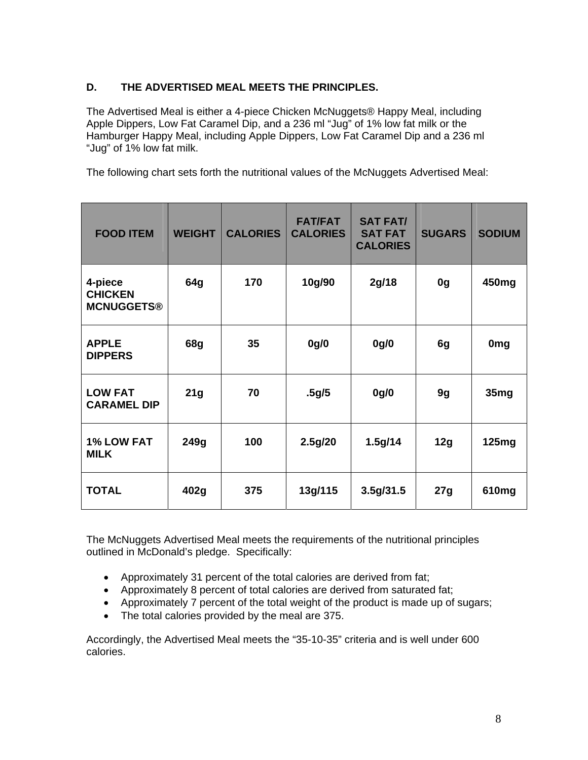## D. THE ADVERTISED MEAL MEETS THE PRINCIPLES.

The Advertised Meal is either a 4-piece Chicken McNuggets® Happy Meal, including Apple Dippers, Low Fat Caramel Dip, and a 236 ml "Jug" of 1% low fat milk or the Hamburger Happy Meal, including Apple Dippers, Low Fat Caramel Dip and a 236 ml "Jug" of 1% low fat milk.

The following chart sets forth the nutritional values of the McNuggets Advertised Meal:

| FOOD ITEM | WEIGHT | CALORIES | FAT/FAT CALORIES | SAT FAT/ SAT FAT CALORIES | SUGARS | SODIUM |
|---|---|---|---|---|---|---|
| **4-piece CHICKEN MCNUGGETS®** | **64g** | **170** | **10g/90** | **2g/18** | **0g** | **450mg** |
| **APPLE DIPPERS** | **68g** | **35** | **0g/0** | **0g/0** | **6g** | **0mg** |
| **LOW FAT CARAMEL DIP** | **21g** | **70** | **.5g/5** | **0g/0** | **9g** | **35mg** |
| **1% LOW FAT MILK** | **249g** | **100** | **2.5g/20** | **1.5g/14** | **12g** | **125mg** |
| **TOTAL** | **402g** | **375** | **13g/115** | **3.5g/31.5** | **27g** | **610mg** |

The McNuggets Advertised Meal meets the requirements of the nutritional principles outlined in McDonald's pledge. Specifically:

- Approximately 31 percent of the total calories are derived from fat;
- Approximately 8 percent of total calories are derived from saturated fat;
- Approximately 7 percent of the total weight of the product is made up of sugars;
- The total calories provided by the meal are 375.

Accordingly, the Advertised Meal meets the "35-10-35" criteria and is well under 600 calories.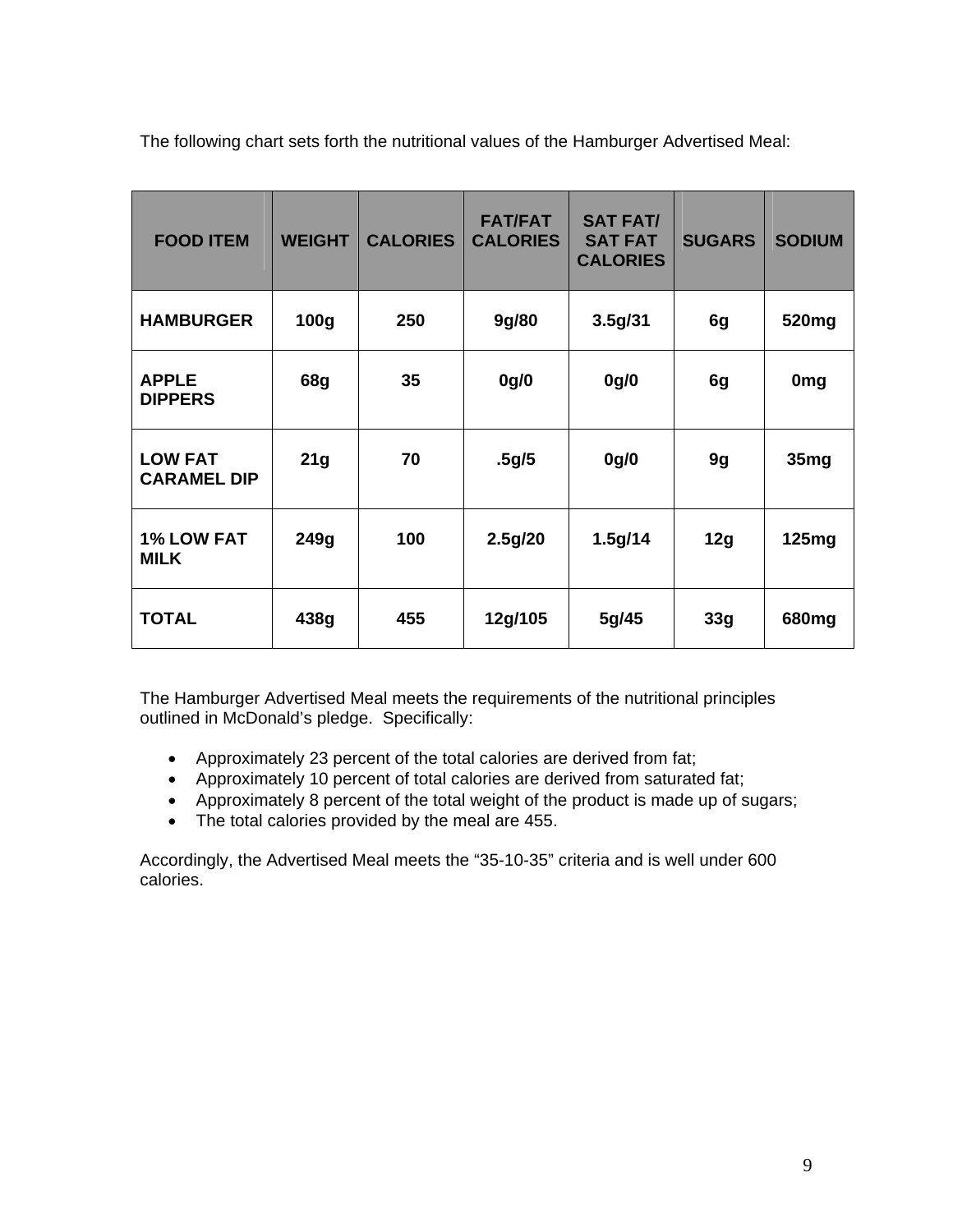The following chart sets forth the nutritional values of the Hamburger Advertised Meal:

| FOOD ITEM | WEIGHT | CALORIES | FAT/FAT CALORIES | SAT FAT/ SAT FAT CALORIES | SUGARS | SODIUM |
|---|---|---|---|---|---|---|
| **HAMBURGER** | **100g** | **250** | **9g/80** | **3.5g/31** | **6g** | **520mg** |
| **APPLE DIPPERS** | **68g** | **35** | **0g/0** | **0g/0** | **6g** | **0mg** |
| **LOW FAT CARAMEL DIP** | **21g** | **70** | **.5g/5** | **0g/0** | **9g** | **35mg** |
| **1% LOW FAT MILK** | **249g** | **100** | **2.5g/20** | **1.5g/14** | **12g** | **125mg** |
| **TOTAL** | **438g** | **455** | **12g/105** | **5g/45** | **33g** | **680mg** |

The Hamburger Advertised Meal meets the requirements of the nutritional principles outlined in McDonald's pledge. Specifically:

- Approximately 23 percent of the total calories are derived from fat;
- Approximately 10 percent of total calories are derived from saturated fat;
- Approximately 8 percent of the total weight of the product is made up of sugars;
- The total calories provided by the meal are 455.

Accordingly, the Advertised Meal meets the "35-10-35" criteria and is well under 600 calories.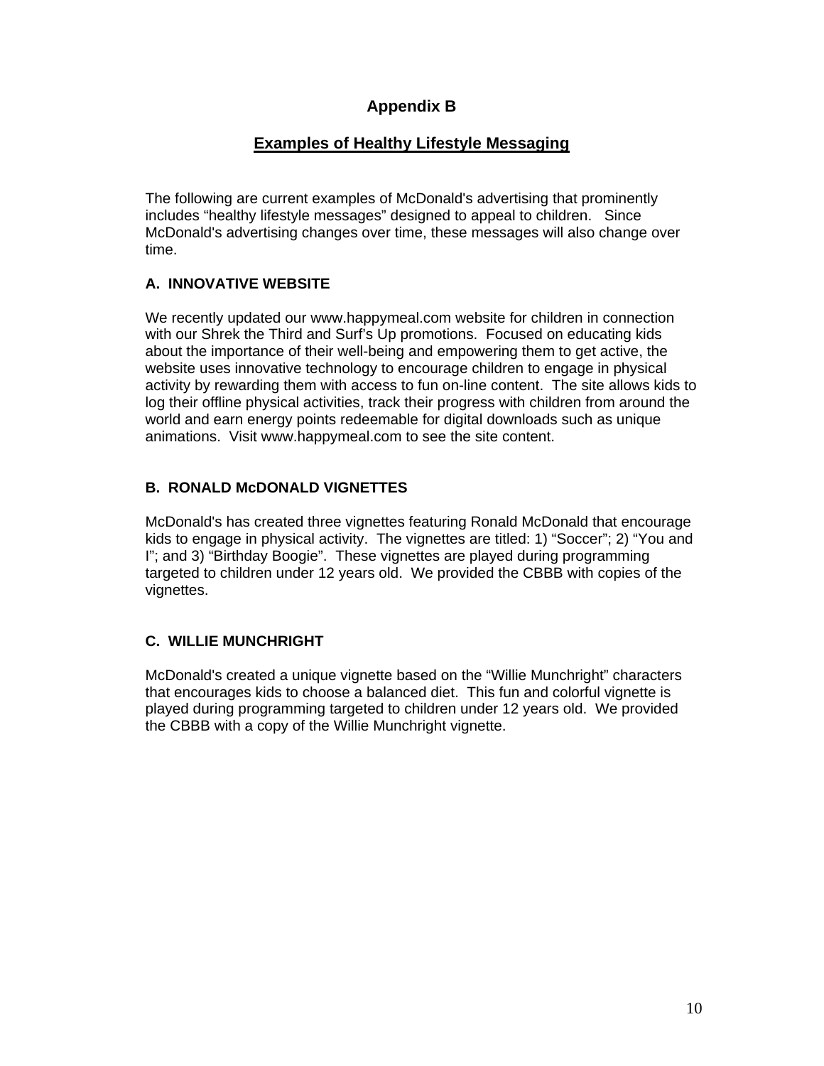# Appendix B

## Examples of Healthy Lifestyle Messaging

The following are current examples of McDonald's advertising that prominently includes "healthy lifestyle messages" designed to appeal to children. Since McDonald's advertising changes over time, these messages will also change over time.

### A. INNOVATIVE WEBSITE

We recently updated our www.happymeal.com website for children in connection with our Shrek the Third and Surf's Up promotions. Focused on educating kids about the importance of their well-being and empowering them to get active, the website uses innovative technology to encourage children to engage in physical activity by rewarding them with access to fun on-line content. The site allows kids to log their offline physical activities, track their progress with children from around the world and earn energy points redeemable for digital downloads such as unique animations. Visit www.happymeal.com to see the site content.

### B. RONALD McDONALD VIGNETTES

McDonald's has created three vignettes featuring Ronald McDonald that encourage kids to engage in physical activity. The vignettes are titled: 1) "Soccer"; 2) "You and I"; and 3) "Birthday Boogie". These vignettes are played during programming targeted to children under 12 years old. We provided the CBBB with copies of the vignettes.

### C. WILLIE MUNCHRIGHT

McDonald's created a unique vignette based on the "Willie Munchright" characters that encourages kids to choose a balanced diet. This fun and colorful vignette is played during programming targeted to children under 12 years old. We provided the CBBB with a copy of the Willie Munchright vignette.